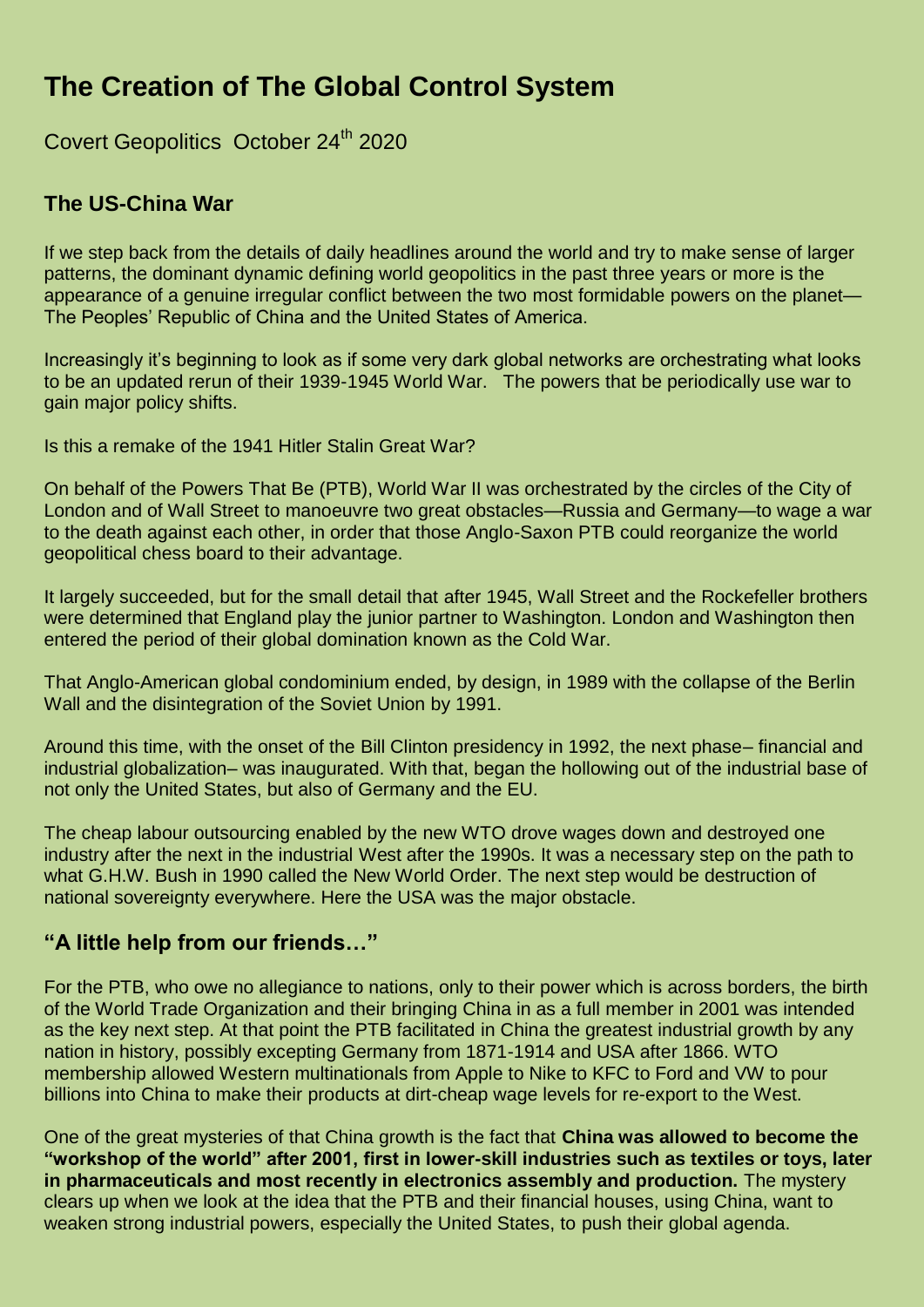# The Creation of The Global Control System

Covert Geopolitics October 24th 2020

## The US-China War

If we step back from the details of daily headlines around the world and try to make sense of larger patterns, the dominant dynamic defining world geopolitics in the past three years or more is the appearance of a genuine irregular conflict between the two most formidable powers on the planet—The Peoples' Republic of China and the United States of America.

Increasingly it's beginning to look as if some very dark global networks are orchestrating what looks to be an updated rerun of their 1939-1945 World War. The powers that be periodically use war to gain major policy shifts.

Is this a remake of the 1941 Hitler Stalin Great War?

On behalf of the Powers That Be (PTB), World War II was orchestrated by the circles of the City of London and of Wall Street to manoeuvre two great obstacles—Russia and Germany—to wage a war to the death against each other, in order that those Anglo-Saxon PTB could reorganize the world geopolitical chess board to their advantage.

It largely succeeded, but for the small detail that after 1945, Wall Street and the Rockefeller brothers were determined that England play the junior partner to Washington. London and Washington then entered the period of their global domination known as the Cold War.

That Anglo-American global condominium ended, by design, in 1989 with the collapse of the Berlin Wall and the disintegration of the Soviet Union by 1991.

Around this time, with the onset of the Bill Clinton presidency in 1992, the next phase– financial and industrial globalization– was inaugurated. With that, began the hollowing out of the industrial base of not only the United States, but also of Germany and the EU.

The cheap labour outsourcing enabled by the new WTO drove wages down and destroyed one industry after the next in the industrial West after the 1990s. It was a necessary step on the path to what G.H.W. Bush in 1990 called the New World Order. The next step would be destruction of national sovereignty everywhere. Here the USA was the major obstacle.

## "A little help from our friends…"

For the PTB, who owe no allegiance to nations, only to their power which is across borders, the birth of the World Trade Organization and their bringing China in as a full member in 2001 was intended as the key next step. At that point the PTB facilitated in China the greatest industrial growth by any nation in history, possibly excepting Germany from 1871-1914 and USA after 1866. WTO membership allowed Western multinationals from Apple to Nike to KFC to Ford and VW to pour billions into China to make their products at dirt-cheap wage levels for re-export to the West.

One of the great mysteries of that China growth is the fact that **China was allowed to become the "workshop of the world" after 2001, first in lower-skill industries such as textiles or toys, later in pharmaceuticals and most recently in electronics assembly and production.** The mystery clears up when we look at the idea that the PTB and their financial houses, using China, want to weaken strong industrial powers, especially the United States, to push their global agenda.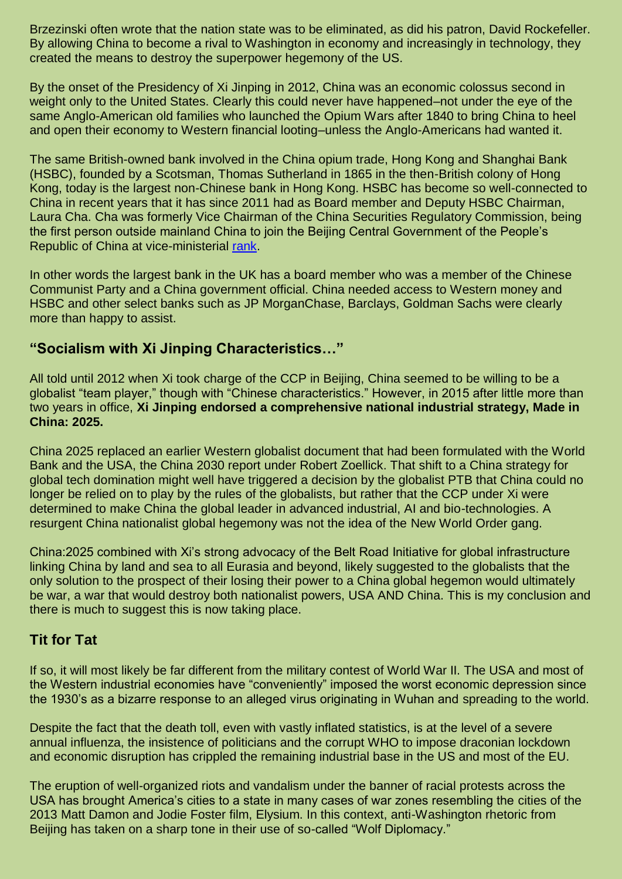Brzezinski often wrote that the nation state was to be eliminated, as did his patron, David Rockefeller. By allowing China to become a rival to Washington in economy and increasingly in technology, they created the means to destroy the superpower hegemony of the US.

By the onset of the Presidency of Xi Jinping in 2012, China was an economic colossus second in weight only to the United States. Clearly this could never have happened–not under the eye of the same Anglo-American old families who launched the Opium Wars after 1840 to bring China to heel and open their economy to Western financial looting–unless the Anglo-Americans had wanted it.

The same British-owned bank involved in the China opium trade, Hong Kong and Shanghai Bank (HSBC), founded by a Scotsman, Thomas Sutherland in 1865 in the then-British colony of Hong Kong, today is the largest non-Chinese bank in Hong Kong. HSBC has become so well-connected to China in recent years that it has since 2011 had as Board member and Deputy HSBC Chairman, Laura Cha. Cha was formerly Vice Chairman of the China Securities Regulatory Commission, being the first person outside mainland China to join the Beijing Central Government of the People's Republic of China at vice-ministerial rank.

In other words the largest bank in the UK has a board member who was a member of the Chinese Communist Party and a China government official. China needed access to Western money and HSBC and other select banks such as JP MorganChase, Barclays, Goldman Sachs were clearly more than happy to assist.

## "Socialism with Xi Jinping Characteristics…"

All told until 2012 when Xi took charge of the CCP in Beijing, China seemed to be willing to be a globalist "team player," though with "Chinese characteristics." However, in 2015 after little more than two years in office, **Xi Jinping endorsed a comprehensive national industrial strategy, Made in China: 2025.**

China 2025 replaced an earlier Western globalist document that had been formulated with the World Bank and the USA, the China 2030 report under Robert Zoellick. That shift to a China strategy for global tech domination might well have triggered a decision by the globalist PTB that China could no longer be relied on to play by the rules of the globalists, but rather that the CCP under Xi were determined to make China the global leader in advanced industrial, AI and bio-technologies. A resurgent China nationalist global hegemony was not the idea of the New World Order gang.

China:2025 combined with Xi's strong advocacy of the Belt Road Initiative for global infrastructure linking China by land and sea to all Eurasia and beyond, likely suggested to the globalists that the only solution to the prospect of their losing their power to a China global hegemon would ultimately be war, a war that would destroy both nationalist powers, USA AND China. This is my conclusion and there is much to suggest this is now taking place.

## Tit for Tat

If so, it will most likely be far different from the military contest of World War II. The USA and most of the Western industrial economies have "conveniently" imposed the worst economic depression since the 1930's as a bizarre response to an alleged virus originating in Wuhan and spreading to the world.

Despite the fact that the death toll, even with vastly inflated statistics, is at the level of a severe annual influenza, the insistence of politicians and the corrupt WHO to impose draconian lockdown and economic disruption has crippled the remaining industrial base in the US and most of the EU.

The eruption of well-organized riots and vandalism under the banner of racial protests across the USA has brought America's cities to a state in many cases of war zones resembling the cities of the 2013 Matt Damon and Jodie Foster film, Elysium. In this context, anti-Washington rhetoric from Beijing has taken on a sharp tone in their use of so-called "Wolf Diplomacy."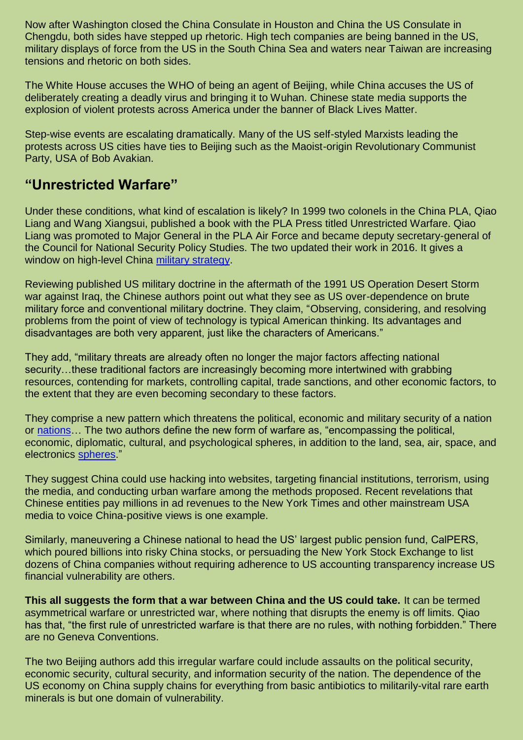Now after Washington closed the China Consulate in Houston and China the US Consulate in Chengdu, both sides have stepped up rhetoric. High tech companies are being banned in the US, military displays of force from the US in the South China Sea and waters near Taiwan are increasing tensions and rhetoric on both sides.

The White House accuses the WHO of being an agent of Beijing, while China accuses the US of deliberately creating a deadly virus and bringing it to Wuhan. Chinese state media supports the explosion of violent protests across America under the banner of Black Lives Matter.

Step-wise events are escalating dramatically. Many of the US self-styled Marxists leading the protests across US cities have ties to Beijing such as the Maoist-origin Revolutionary Communist Party, USA of Bob Avakian.

## "Unrestricted Warfare"

Under these conditions, what kind of escalation is likely? In 1999 two colonels in the China PLA, Qiao Liang and Wang Xiangsui, published a book with the PLA Press titled Unrestricted Warfare. Qiao Liang was promoted to Major General in the PLA Air Force and became deputy secretary-general of the Council for National Security Policy Studies. The two updated their work in 2016. It gives a window on high-level China military strategy.

Reviewing published US military doctrine in the aftermath of the 1991 US Operation Desert Storm war against Iraq, the Chinese authors point out what they see as US over-dependence on brute military force and conventional military doctrine. They claim, "Observing, considering, and resolving problems from the point of view of technology is typical American thinking. Its advantages and disadvantages are both very apparent, just like the characters of Americans."

They add, "military threats are already often no longer the major factors affecting national security…these traditional factors are increasingly becoming more intertwined with grabbing resources, contending for markets, controlling capital, trade sanctions, and other economic factors, to the extent that they are even becoming secondary to these factors.

They comprise a new pattern which threatens the political, economic and military security of a nation or nations… The two authors define the new form of warfare as, "encompassing the political, economic, diplomatic, cultural, and psychological spheres, in addition to the land, sea, air, space, and electronics spheres."

They suggest China could use hacking into websites, targeting financial institutions, terrorism, using the media, and conducting urban warfare among the methods proposed. Recent revelations that Chinese entities pay millions in ad revenues to the New York Times and other mainstream USA media to voice China-positive views is one example.

Similarly, maneuvering a Chinese national to head the US' largest public pension fund, CalPERS, which poured billions into risky China stocks, or persuading the New York Stock Exchange to list dozens of China companies without requiring adherence to US accounting transparency increase US financial vulnerability are others.

**This all suggests the form that a war between China and the US could take.** It can be termed asymmetrical warfare or unrestricted war, where nothing that disrupts the enemy is off limits. Qiao has that, "the first rule of unrestricted warfare is that there are no rules, with nothing forbidden." There are no Geneva Conventions.

The two Beijing authors add this irregular warfare could include assaults on the political security, economic security, cultural security, and information security of the nation. The dependence of the US economy on China supply chains for everything from basic antibiotics to militarily-vital rare earth minerals is but one domain of vulnerability.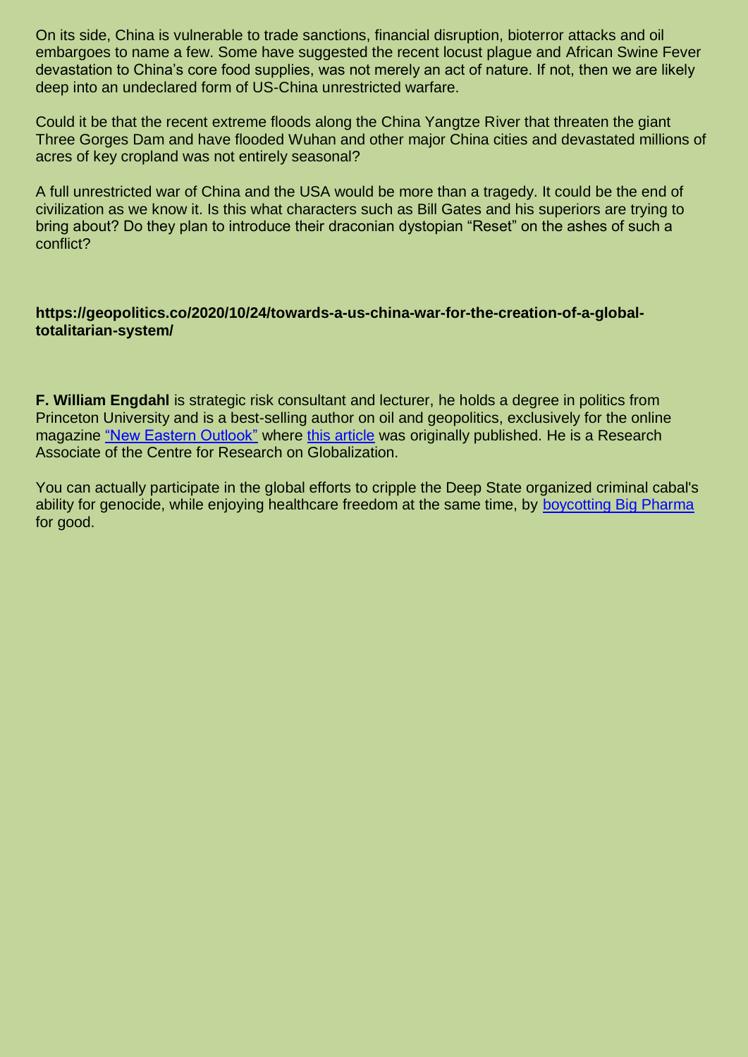On its side, China is vulnerable to trade sanctions, financial disruption, bioterror attacks and oil embargoes to name a few. Some have suggested the recent locust plague and African Swine Fever devastation to China's core food supplies, was not merely an act of nature. If not, then we are likely deep into an undeclared form of US-China unrestricted warfare.

Could it be that the recent extreme floods along the China Yangtze River that threaten the giant Three Gorges Dam and have flooded Wuhan and other major China cities and devastated millions of acres of key cropland was not entirely seasonal?

A full unrestricted war of China and the USA would be more than a tragedy. It could be the end of civilization as we know it. Is this what characters such as Bill Gates and his superiors are trying to bring about? Do they plan to introduce their draconian dystopian "Reset" on the ashes of such a conflict?

**https://geopolitics.co/2020/10/24/towards-a-us-china-war-for-the-creation-of-a-global-totalitarian-system/**

**F. William Engdahl** is strategic risk consultant and lecturer, he holds a degree in politics from Princeton University and is a best-selling author on oil and geopolitics, exclusively for the online magazine "New Eastern Outlook" where this article was originally published. He is a Research Associate of the Centre for Research on Globalization.

You can actually participate in the global efforts to cripple the Deep State organized criminal cabal's ability for genocide, while enjoying healthcare freedom at the same time, by boycotting Big Pharma for good.